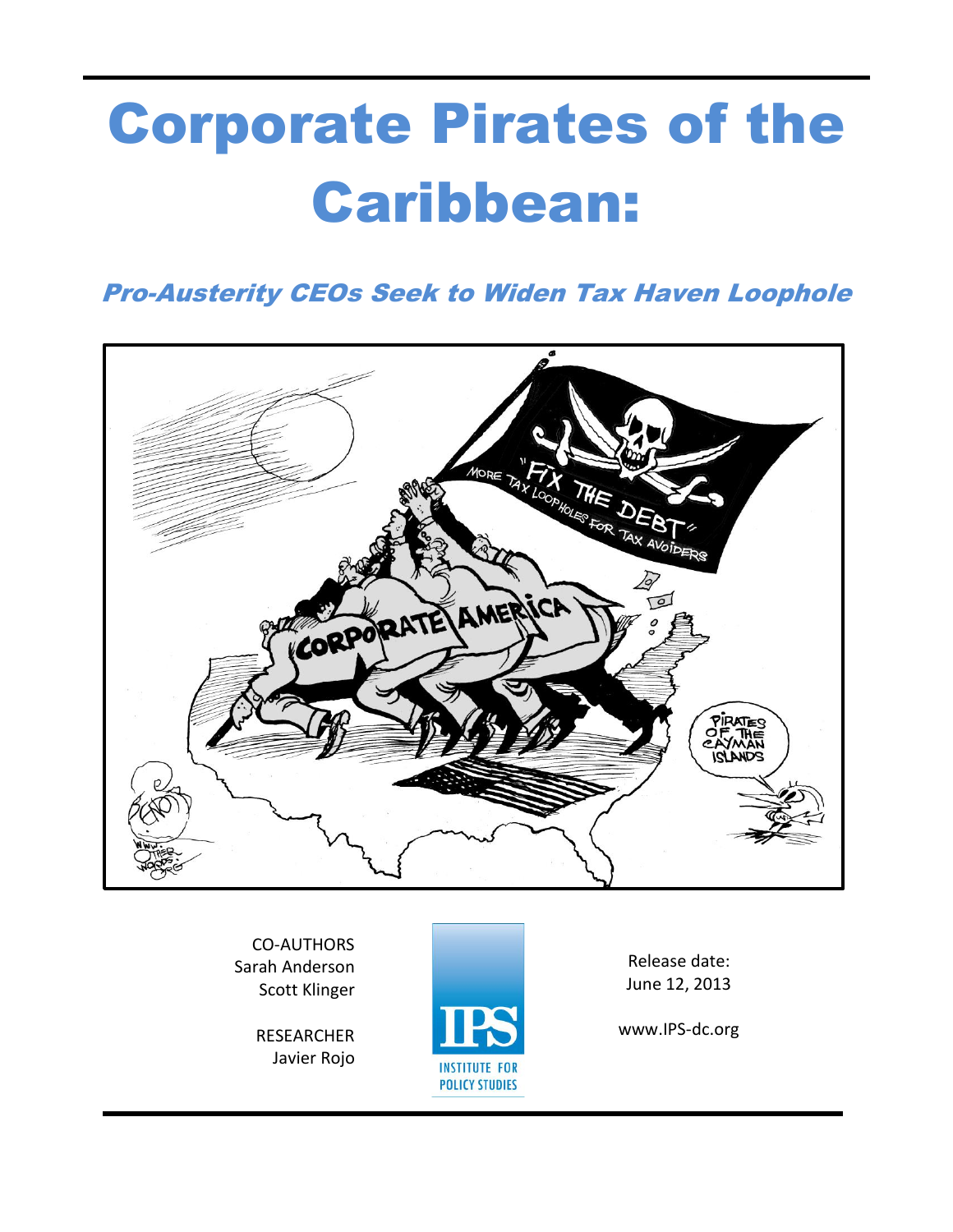# Corporate Pirates of the Caribbean:

## *Pro-Austerity CEOs Seek to Widen Tax Haven Loophole*

CO-AUTHORS
Sarah Anderson
Scott Klinger

RESEARCHER
Javier Rojo

IPS
INSTITUTE FOR POLICY STUDIES

Release date:
June 12, 2013

www.IPS-dc.org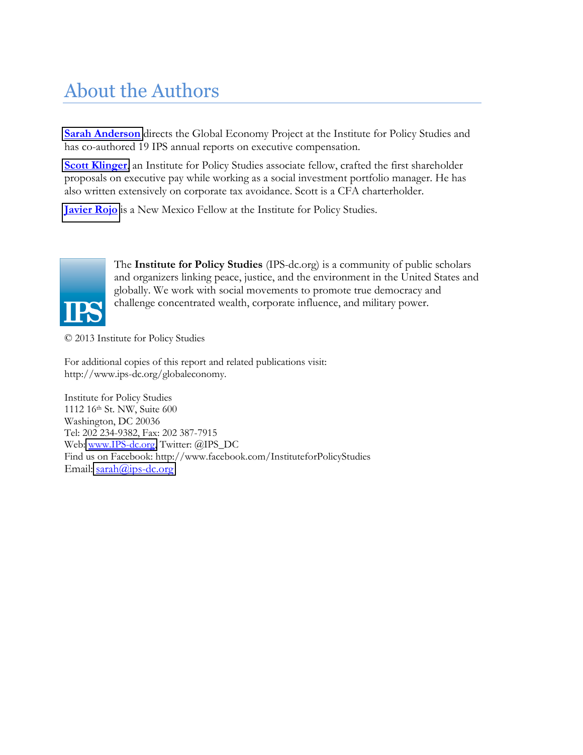# About the Authors

**Sarah Anderson** directs the Global Economy Project at the Institute for Policy Studies and has co-authored 19 IPS annual reports on executive compensation.

**Scott Klinger**, an Institute for Policy Studies associate fellow, crafted the first shareholder proposals on executive pay while working as a social investment portfolio manager. He has also written extensively on corporate tax avoidance. Scott is a CFA charterholder.

**Javier Rojo** is a New Mexico Fellow at the Institute for Policy Studies.

The **Institute for Policy Studies** (IPS-dc.org) is a community of public scholars and organizers linking peace, justice, and the environment in the United States and globally. We work with social movements to promote true democracy and challenge concentrated wealth, corporate influence, and military power.

© 2013 Institute for Policy Studies

For additional copies of this report and related publications visit:
http://www.ips-dc.org/globaleconomy.

Institute for Policy Studies
1112 16th St. NW, Suite 600
Washington, DC 20036
Tel: 202 234-9382, Fax: 202 387-7915
Web: www.IPS-dc.org, Twitter: @IPS_DC
Find us on Facebook: http://www.facebook.com/InstituteforPolicyStudies
Email: sarah@ips-dc.org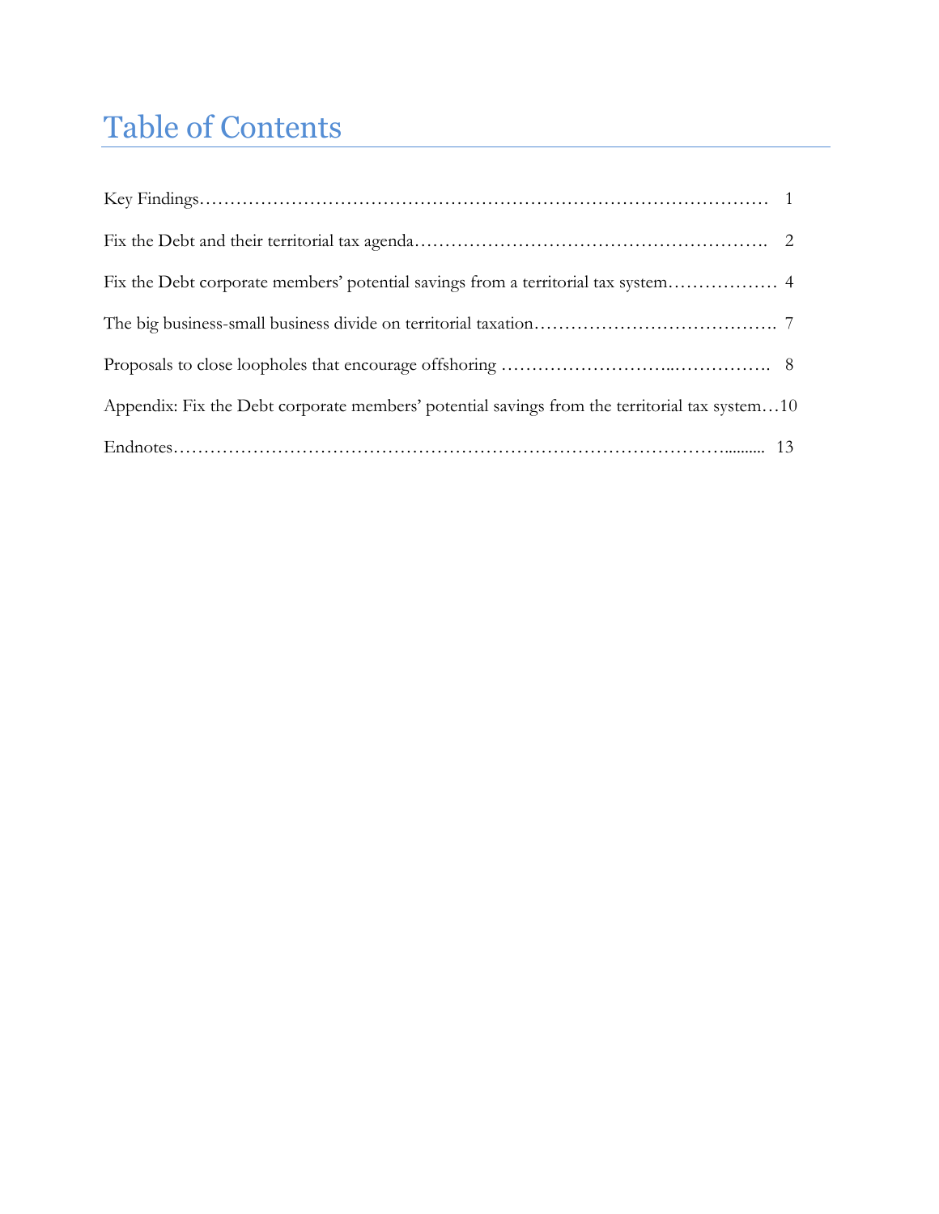# Table of Contents

Key Findings……………………………………………………………………………………… 1

Fix the Debt and their territorial tax agenda………………………………………………….. 2

Fix the Debt corporate members' potential savings from a territorial tax system……………… 4

The big business-small business divide on territorial taxation…………………………………. 7

Proposals to close loopholes that encourage offshoring ……………………...……………. 8

Appendix: Fix the Debt corporate members' potential savings from the territorial tax system…10

Endnotes…………………………………………………………………………………........... 13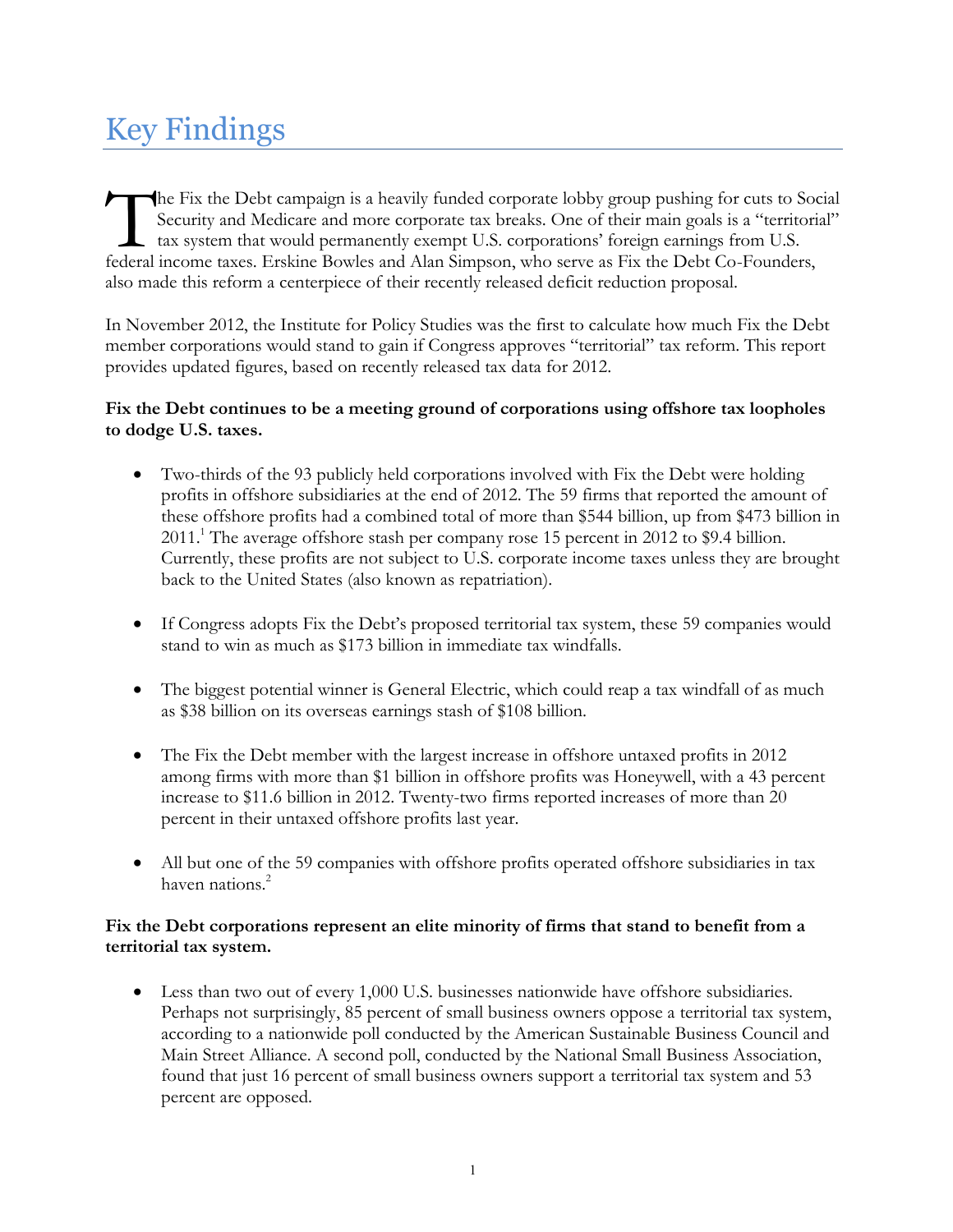# Key Findings

The Fix the Debt campaign is a heavily funded corporate lobby group pushing for cuts to Social Security and Medicare and more corporate tax breaks. One of their main goals is a "territorial" tax system that would permanently exempt U.S. corporations' foreign earnings from U.S. federal income taxes. Erskine Bowles and Alan Simpson, who serve as Fix the Debt Co-Founders, also made this reform a centerpiece of their recently released deficit reduction proposal.

In November 2012, the Institute for Policy Studies was the first to calculate how much Fix the Debt member corporations would stand to gain if Congress approves "territorial" tax reform. This report provides updated figures, based on recently released tax data for 2012.

**Fix the Debt continues to be a meeting ground of corporations using offshore tax loopholes to dodge U.S. taxes.**

- Two-thirds of the 93 publicly held corporations involved with Fix the Debt were holding profits in offshore subsidiaries at the end of 2012. The 59 firms that reported the amount of these offshore profits had a combined total of more than $544 billion, up from $473 billion in 2011.[1] The average offshore stash per company rose 15 percent in 2012 to $9.4 billion. Currently, these profits are not subject to U.S. corporate income taxes unless they are brought back to the United States (also known as repatriation).

- If Congress adopts Fix the Debt's proposed territorial tax system, these 59 companies would stand to win as much as $173 billion in immediate tax windfalls.

- The biggest potential winner is General Electric, which could reap a tax windfall of as much as $38 billion on its overseas earnings stash of $108 billion.

- The Fix the Debt member with the largest increase in offshore untaxed profits in 2012 among firms with more than $1 billion in offshore profits was Honeywell, with a 43 percent increase to $11.6 billion in 2012. Twenty-two firms reported increases of more than 20 percent in their untaxed offshore profits last year.

- All but one of the 59 companies with offshore profits operated offshore subsidiaries in tax haven nations.[2]

**Fix the Debt corporations represent an elite minority of firms that stand to benefit from a territorial tax system.**

- Less than two out of every 1,000 U.S. businesses nationwide have offshore subsidiaries. Perhaps not surprisingly, 85 percent of small business owners oppose a territorial tax system, according to a nationwide poll conducted by the American Sustainable Business Council and Main Street Alliance. A second poll, conducted by the National Small Business Association, found that just 16 percent of small business owners support a territorial tax system and 53 percent are opposed.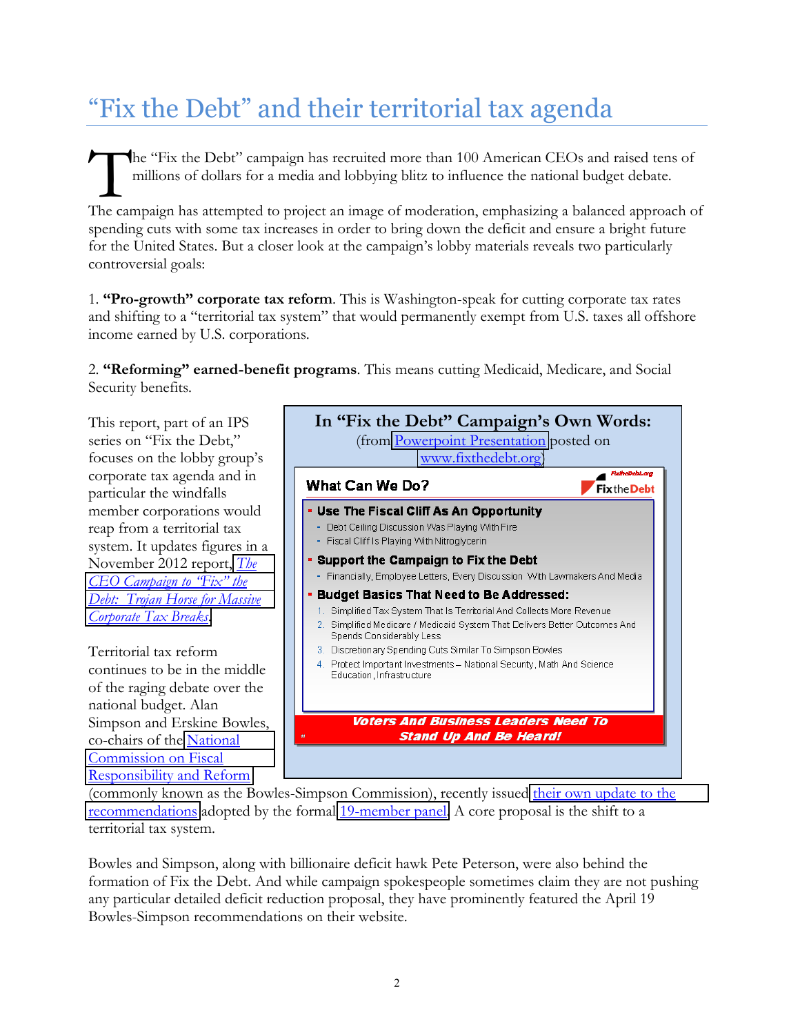# "Fix the Debt" and their territorial tax agenda

The "Fix the Debt" campaign has recruited more than 100 American CEOs and raised tens of millions of dollars for a media and lobbying blitz to influence the national budget debate.

The campaign has attempted to project an image of moderation, emphasizing a balanced approach of spending cuts with some tax increases in order to bring down the deficit and ensure a bright future for the United States. But a closer look at the campaign's lobby materials reveals two particularly controversial goals:

1. **"Pro-growth" corporate tax reform**. This is Washington-speak for cutting corporate tax rates and shifting to a "territorial tax system" that would permanently exempt from U.S. taxes all offshore income earned by U.S. corporations.

2. **"Reforming" earned-benefit programs**. This means cutting Medicaid, Medicare, and Social Security benefits.

This report, part of an IPS series on "Fix the Debt," focuses on the lobby group's corporate tax agenda and in particular the windfalls member corporations would reap from a territorial tax system. It updates figures in a November 2012 report, *The CEO Campaign to "Fix" the Debt: Trojan Horse for Massive Corporate Tax Breaks*.

> **In "Fix the Debt" Campaign's Own Words:**
> (from Powerpoint Presentation posted on www.fixthedebt.org)
>
> **What Can We Do?**
>
> - **Use The Fiscal Cliff As An Opportunity**
>   - Debt Ceiling Discussion Was Playing With Fire
>   - Fiscal Cliff Is Playing With Nitroglycerin
> - **Support the Campaign to Fix the Debt**
>   - Financially, Employee Letters, Every Discussion With Lawmakers And Media
> - **Budget Basics That Need to Be Addressed:**
>   1. Simplified Tax System That Is Territorial And Collects More Revenue
>   2. Simplified Medicare / Medicaid System That Delivers Better Outcomes And Spends Considerably Less
>   3. Discretionary Spending Cuts Similar To Simpson Bowles
>   4. Protect Important Investments – National Security, Math And Science Education, Infrastructure
>
> ***Voters And Business Leaders Need To Stand Up And Be Heard!***

Territorial tax reform continues to be in the middle of the raging debate over the national budget. Alan Simpson and Erskine Bowles, co-chairs of the National Commission on Fiscal Responsibility and Reform (commonly known as the Bowles-Simpson Commission), recently issued their own update to the recommendations adopted by the formal 19-member panel. A core proposal is the shift to a territorial tax system.

Bowles and Simpson, along with billionaire deficit hawk Pete Peterson, were also behind the formation of Fix the Debt. And while campaign spokespeople sometimes claim they are not pushing any particular detailed deficit reduction proposal, they have prominently featured the April 19 Bowles-Simpson recommendations on their website.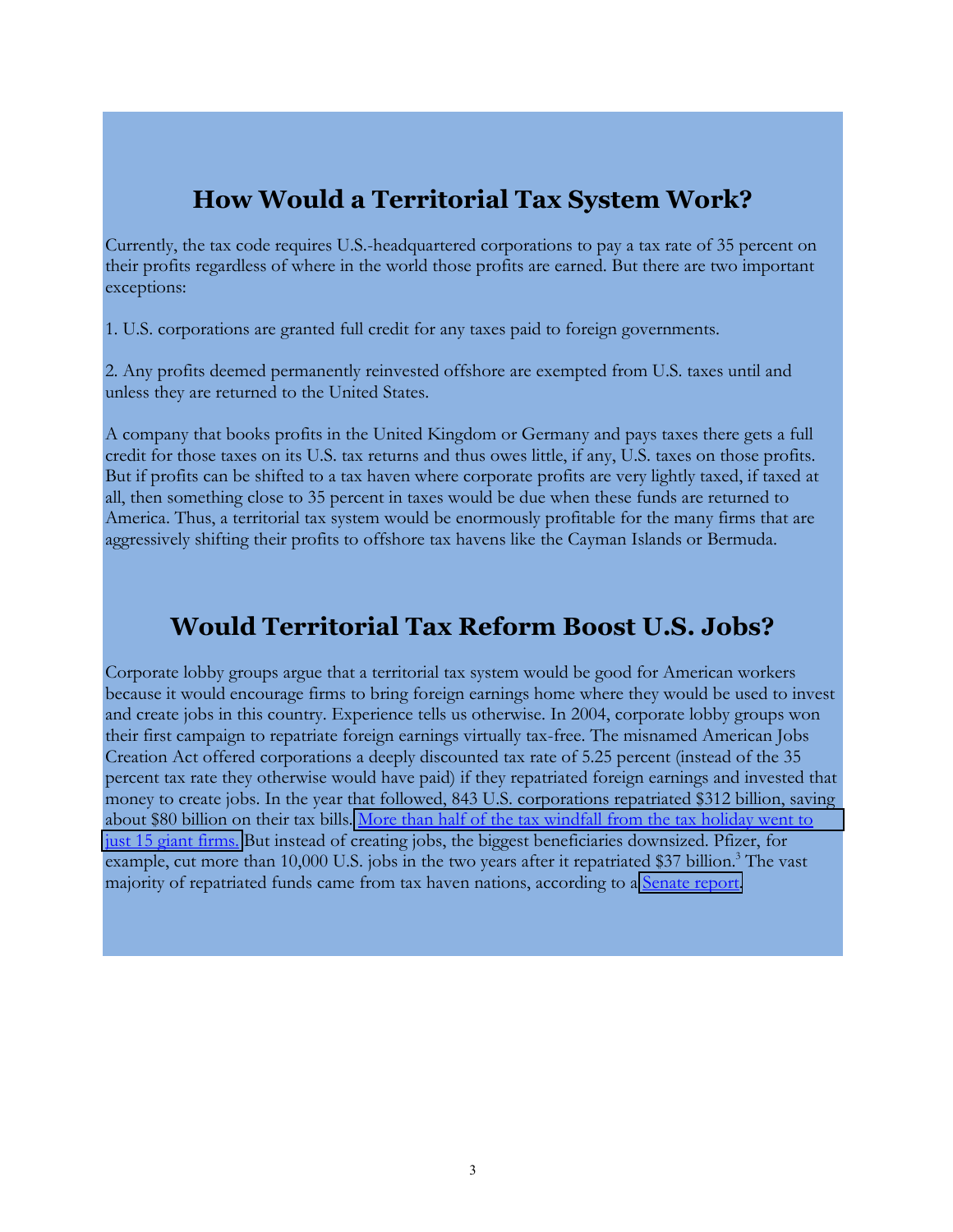## How Would a Territorial Tax System Work?

Currently, the tax code requires U.S.-headquartered corporations to pay a tax rate of 35 percent on their profits regardless of where in the world those profits are earned. But there are two important exceptions:

1. U.S. corporations are granted full credit for any taxes paid to foreign governments.

2. Any profits deemed permanently reinvested offshore are exempted from U.S. taxes until and unless they are returned to the United States.

A company that books profits in the United Kingdom or Germany and pays taxes there gets a full credit for those taxes on its U.S. tax returns and thus owes little, if any, U.S. taxes on those profits. But if profits can be shifted to a tax haven where corporate profits are very lightly taxed, if taxed at all, then something close to 35 percent in taxes would be due when these funds are returned to America. Thus, a territorial tax system would be enormously profitable for the many firms that are aggressively shifting their profits to offshore tax havens like the Cayman Islands or Bermuda.

## Would Territorial Tax Reform Boost U.S. Jobs?

Corporate lobby groups argue that a territorial tax system would be good for American workers because it would encourage firms to bring foreign earnings home where they would be used to invest and create jobs in this country. Experience tells us otherwise. In 2004, corporate lobby groups won their first campaign to repatriate foreign earnings virtually tax-free. The misnamed American Jobs Creation Act offered corporations a deeply discounted tax rate of 5.25 percent (instead of the 35 percent tax rate they otherwise would have paid) if they repatriated foreign earnings and invested that money to create jobs. In the year that followed, 843 U.S. corporations repatriated $312 billion, saving about $80 billion on their tax bills. More than half of the tax windfall from the tax holiday went to just 15 giant firms. But instead of creating jobs, the biggest beneficiaries downsized. Pfizer, for example, cut more than 10,000 U.S. jobs in the two years after it repatriated $37 billion.[3] The vast majority of repatriated funds came from tax haven nations, according to a Senate report.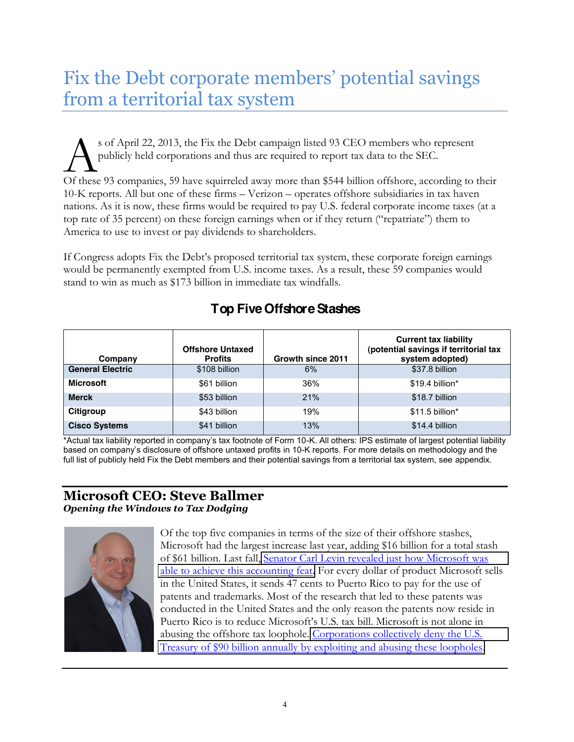# Fix the Debt corporate members' potential savings from a territorial tax system

As of April 22, 2013, the Fix the Debt campaign listed 93 CEO members who represent publicly held corporations and thus are required to report tax data to the SEC.

Of these 93 companies, 59 have squirreled away more than $544 billion offshore, according to their 10-K reports. All but one of these firms – Verizon – operates offshore subsidiaries in tax haven nations. As it is now, these firms would be required to pay U.S. federal corporate income taxes (at a top rate of 35 percent) on these foreign earnings when or if they return ("repatriate") them to America to use to invest or pay dividends to shareholders.

If Congress adopts Fix the Debt's proposed territorial tax system, these corporate foreign earnings would be permanently exempted from U.S. income taxes. As a result, these 59 companies would stand to win as much as $173 billion in immediate tax windfalls.

**Top Five Offshore Stashes**

| Company | Offshore Untaxed Profits | Growth since 2011 | Current tax liability (potential savings if territorial tax system adopted) |
|---|---|---|---|
| **General Electric** | $108 billion | 6% | $37.8 billion |
| **Microsoft** | $61 billion | 36% | $19.4 billion* |
| **Merck** | $53 billion | 21% | $18.7 billion |
| **Citigroup** | $43 billion | 19% | $11.5 billion* |
| **Cisco Systems** | $41 billion | 13% | $14.4 billion |

*Actual tax liability reported in company's tax footnote of Form 10-K. All others: IPS estimate of largest potential liability based on company's disclosure of offshore untaxed profits in 10-K reports. For more details on methodology and the full list of publicly held Fix the Debt members and their potential savings from a territorial tax system, see appendix.

## Microsoft CEO: Steve Ballmer

***Opening the Windows to Tax Dodging***

Of the top five companies in terms of the size of their offshore stashes, Microsoft had the largest increase last year, adding $16 billion for a total stash of $61 billion. Last fall, Senator Carl Levin revealed just how Microsoft was able to achieve this accounting feat. For every dollar of product Microsoft sells in the United States, it sends 47 cents to Puerto Rico to pay for the use of patents and trademarks. Most of the research that led to these patents was conducted in the United States and the only reason the patents now reside in Puerto Rico is to reduce Microsoft's U.S. tax bill. Microsoft is not alone in abusing the offshore tax loophole. Corporations collectively deny the U.S. Treasury of $90 billion annually by exploiting and abusing these loopholes.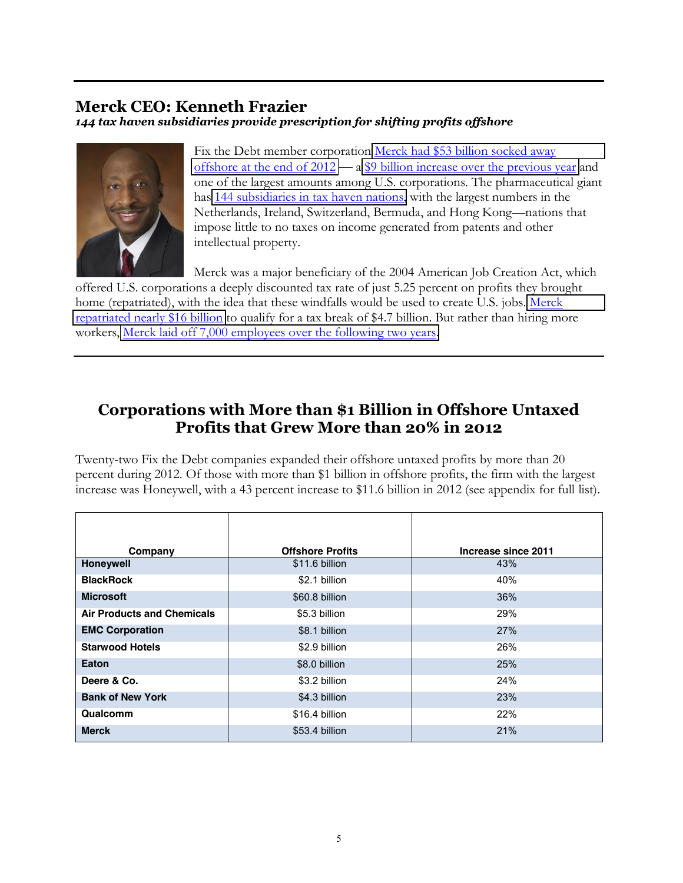## Merck CEO: Kenneth Frazier

***144 tax haven subsidiaries provide prescription for shifting profits offshore***

Fix the Debt member corporation Merck had $53 billion socked away offshore at the end of 2012 — a $9 billion increase over the previous year and one of the largest amounts among U.S. corporations. The pharmaceutical giant has 144 subsidiaries in tax haven nations, with the largest numbers in the Netherlands, Ireland, Switzerland, Bermuda, and Hong Kong—nations that impose little to no taxes on income generated from patents and other intellectual property.

Merck was a major beneficiary of the 2004 American Job Creation Act, which offered U.S. corporations a deeply discounted tax rate of just 5.25 percent on profits they brought home (repatriated), with the idea that these windfalls would be used to create U.S. jobs. Merck repatriated nearly $16 billion to qualify for a tax break of $4.7 billion. But rather than hiring more workers, Merck laid off 7,000 employees over the following two years.

## Corporations with More than $1 Billion in Offshore Untaxed Profits that Grew More than 20% in 2012

Twenty-two Fix the Debt companies expanded their offshore untaxed profits by more than 20 percent during 2012. Of those with more than $1 billion in offshore profits, the firm with the largest increase was Honeywell, with a 43 percent increase to $11.6 billion in 2012 (see appendix for full list).

| Company | Offshore Profits | Increase since 2011 |
|---|---|---|
| **Honeywell** | $11.6 billion | 43% |
| **BlackRock** | $2.1 billion | 40% |
| **Microsoft** | $60.8 billion | 36% |
| **Air Products and Chemicals** | $5.3 billion | 29% |
| **EMC Corporation** | $8.1 billion | 27% |
| **Starwood Hotels** | $2.9 billion | 26% |
| **Eaton** | $8.0 billion | 25% |
| **Deere & Co.** | $3.2 billion | 24% |
| **Bank of New York** | $4.3 billion | 23% |
| **Qualcomm** | $16.4 billion | 22% |
| **Merck** | $53.4 billion | 21% |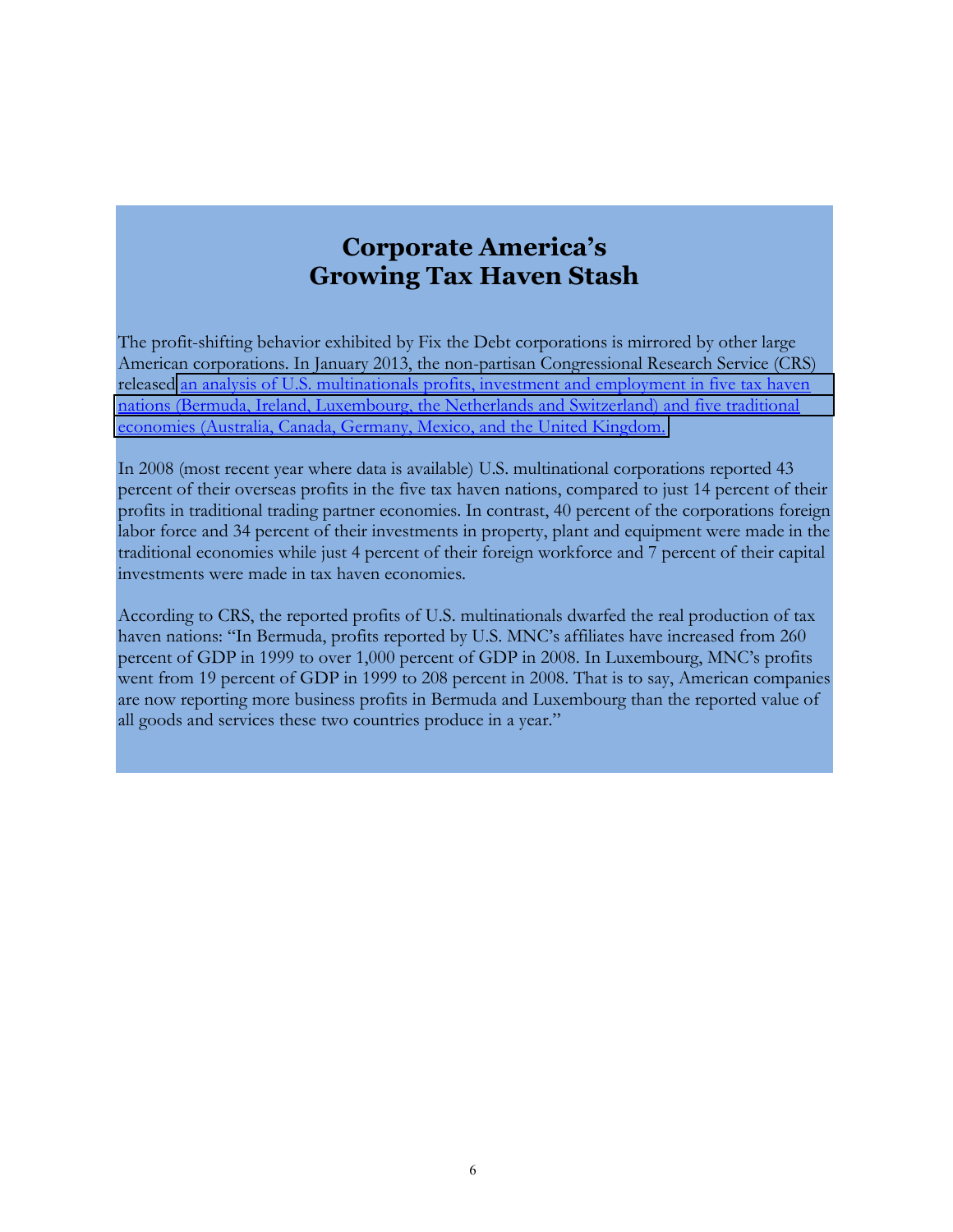# Corporate America's Growing Tax Haven Stash

The profit-shifting behavior exhibited by Fix the Debt corporations is mirrored by other large American corporations. In January 2013, the non-partisan Congressional Research Service (CRS) released an analysis of U.S. multinationals profits, investment and employment in five tax haven nations (Bermuda, Ireland, Luxembourg, the Netherlands and Switzerland) and five traditional economies (Australia, Canada, Germany, Mexico, and the United Kingdom.

In 2008 (most recent year where data is available) U.S. multinational corporations reported 43 percent of their overseas profits in the five tax haven nations, compared to just 14 percent of their profits in traditional trading partner economies. In contrast, 40 percent of the corporations foreign labor force and 34 percent of their investments in property, plant and equipment were made in the traditional economies while just 4 percent of their foreign workforce and 7 percent of their capital investments were made in tax haven economies.

According to CRS, the reported profits of U.S. multinationals dwarfed the real production of tax haven nations: "In Bermuda, profits reported by U.S. MNC's affiliates have increased from 260 percent of GDP in 1999 to over 1,000 percent of GDP in 2008. In Luxembourg, MNC's profits went from 19 percent of GDP in 1999 to 208 percent in 2008. That is to say, American companies are now reporting more business profits in Bermuda and Luxembourg than the reported value of all goods and services these two countries produce in a year."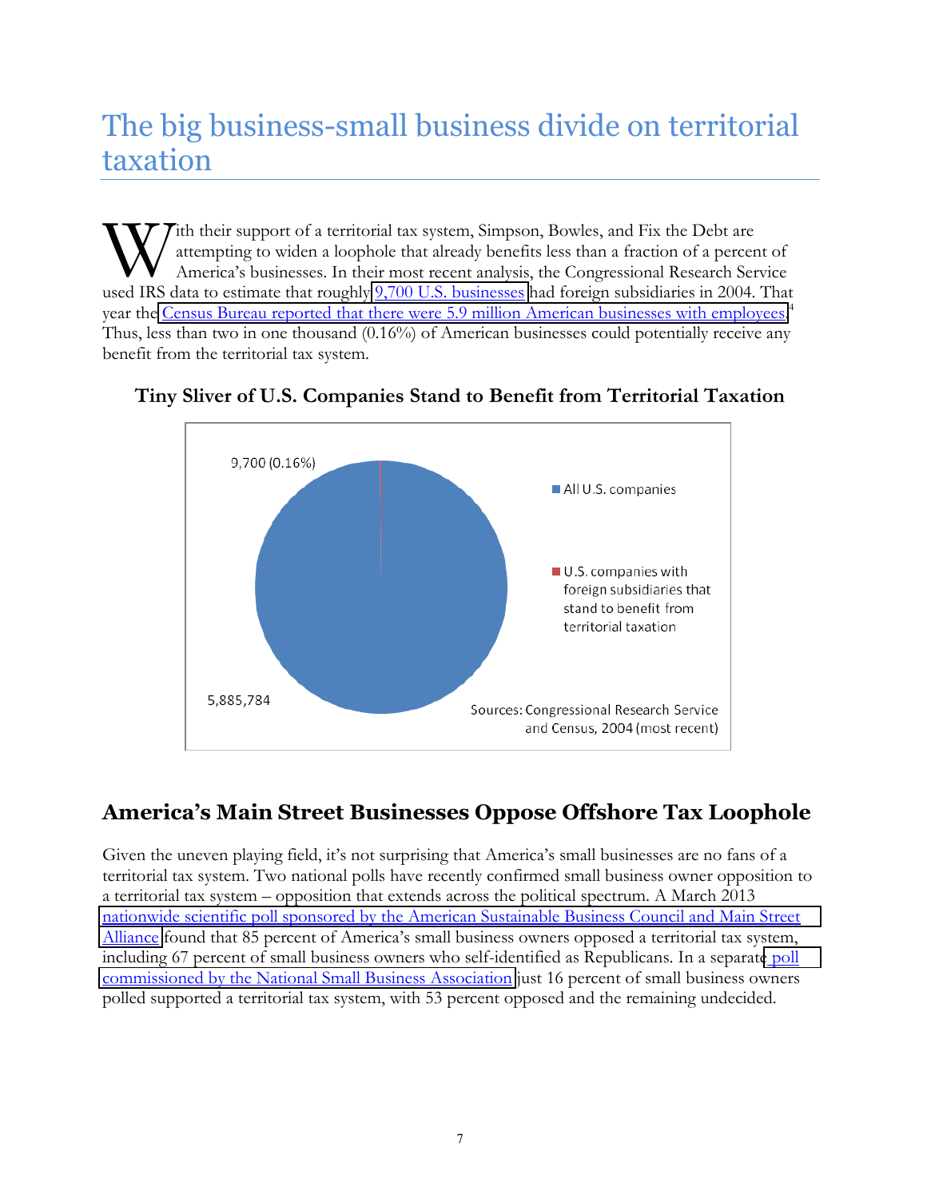# The big business-small business divide on territorial taxation

With their support of a territorial tax system, Simpson, Bowles, and Fix the Debt are attempting to widen a loophole that already benefits less than a fraction of a percent of America's businesses. In their most recent analysis, the Congressional Research Service used IRS data to estimate that roughly 9,700 U.S. businesses had foreign subsidiaries in 2004. That year the Census Bureau reported that there were 5.9 million American businesses with employees.[4] Thus, less than two in one thousand (0.16%) of American businesses could potentially receive any benefit from the territorial tax system.

**Tiny Sliver of U.S. Companies Stand to Benefit from Territorial Taxation**

9,700 (0.16%)

5,885,784

All U.S. companies

U.S. companies with foreign subsidiaries that stand to benefit from territorial taxation

Sources: Congressional Research Service and Census, 2004 (most recent)

## America's Main Street Businesses Oppose Offshore Tax Loophole

Given the uneven playing field, it's not surprising that America's small businesses are no fans of a territorial tax system. Two national polls have recently confirmed small business owner opposition to a territorial tax system – opposition that extends across the political spectrum. A March 2013 nationwide scientific poll sponsored by the American Sustainable Business Council and Main Street Alliance found that 85 percent of America's small business owners opposed a territorial tax system, including 67 percent of small business owners who self-identified as Republicans. In a separate poll commissioned by the National Small Business Association just 16 percent of small business owners polled supported a territorial tax system, with 53 percent opposed and the remaining undecided.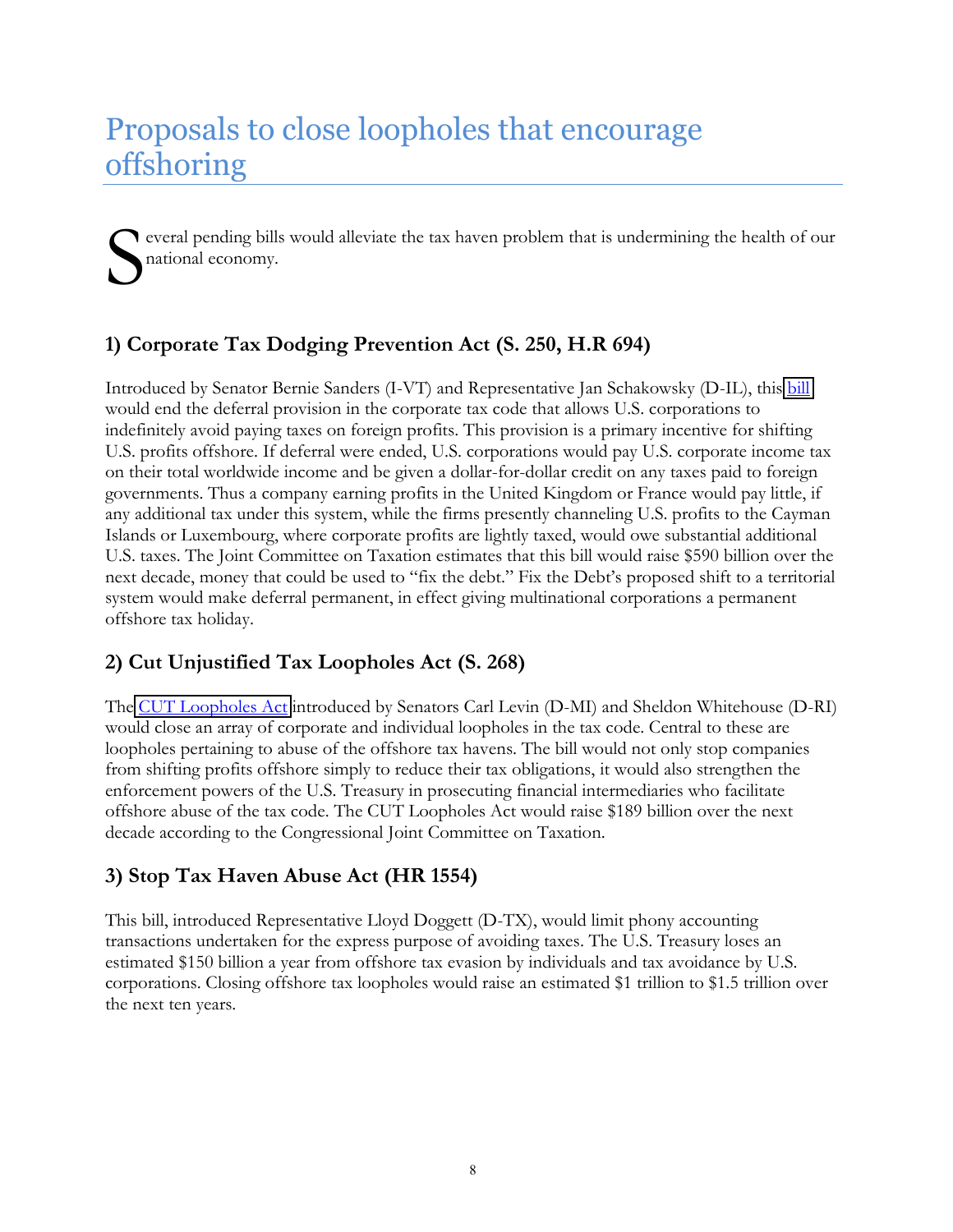# Proposals to close loopholes that encourage offshoring

Several pending bills would alleviate the tax haven problem that is undermining the health of our national economy.

### 1) Corporate Tax Dodging Prevention Act (S. 250, H.R 694)

Introduced by Senator Bernie Sanders (I-VT) and Representative Jan Schakowsky (D-IL), this bill would end the deferral provision in the corporate tax code that allows U.S. corporations to indefinitely avoid paying taxes on foreign profits. This provision is a primary incentive for shifting U.S. profits offshore. If deferral were ended, U.S. corporations would pay U.S. corporate income tax on their total worldwide income and be given a dollar-for-dollar credit on any taxes paid to foreign governments. Thus a company earning profits in the United Kingdom or France would pay little, if any additional tax under this system, while the firms presently channeling U.S. profits to the Cayman Islands or Luxembourg, where corporate profits are lightly taxed, would owe substantial additional U.S. taxes. The Joint Committee on Taxation estimates that this bill would raise $590 billion over the next decade, money that could be used to "fix the debt." Fix the Debt's proposed shift to a territorial system would make deferral permanent, in effect giving multinational corporations a permanent offshore tax holiday.

### 2) Cut Unjustified Tax Loopholes Act (S. 268)

The CUT Loopholes Act introduced by Senators Carl Levin (D-MI) and Sheldon Whitehouse (D-RI) would close an array of corporate and individual loopholes in the tax code. Central to these are loopholes pertaining to abuse of the offshore tax havens. The bill would not only stop companies from shifting profits offshore simply to reduce their tax obligations, it would also strengthen the enforcement powers of the U.S. Treasury in prosecuting financial intermediaries who facilitate offshore abuse of the tax code. The CUT Loopholes Act would raise $189 billion over the next decade according to the Congressional Joint Committee on Taxation.

### 3) Stop Tax Haven Abuse Act (HR 1554)

This bill, introduced Representative Lloyd Doggett (D-TX), would limit phony accounting transactions undertaken for the express purpose of avoiding taxes. The U.S. Treasury loses an estimated $150 billion a year from offshore tax evasion by individuals and tax avoidance by U.S. corporations. Closing offshore tax loopholes would raise an estimated $1 trillion to $1.5 trillion over the next ten years.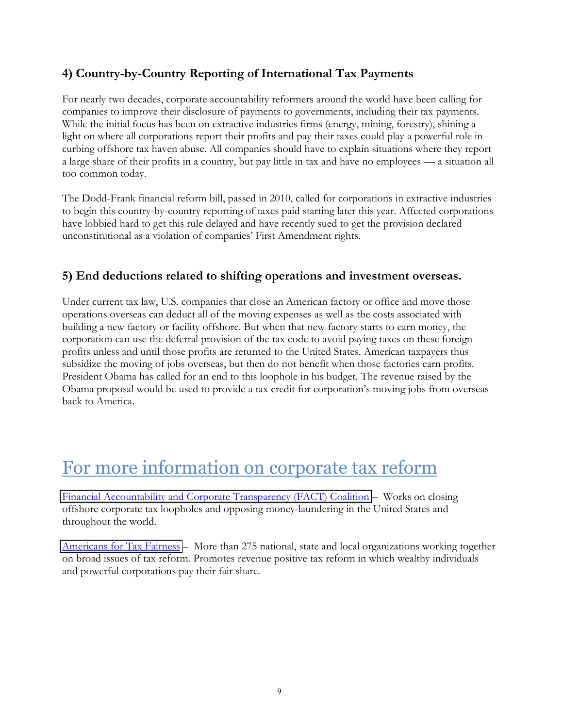### 4) Country-by-Country Reporting of International Tax Payments

For nearly two decades, corporate accountability reformers around the world have been calling for companies to improve their disclosure of payments to governments, including their tax payments. While the initial focus has been on extractive industries firms (energy, mining, forestry), shining a light on where all corporations report their profits and pay their taxes could play a powerful role in curbing offshore tax haven abuse. All companies should have to explain situations where they report a large share of their profits in a country, but pay little in tax and have no employees — a situation all too common today.

The Dodd-Frank financial reform bill, passed in 2010, called for corporations in extractive industries to begin this country-by-country reporting of taxes paid starting later this year. Affected corporations have lobbied hard to get this rule delayed and have recently sued to get the provision declared unconstitutional as a violation of companies' First Amendment rights.

### 5) End deductions related to shifting operations and investment overseas.

Under current tax law, U.S. companies that close an American factory or office and move those operations overseas can deduct all of the moving expenses as well as the costs associated with building a new factory or facility offshore. But when that new factory starts to earn money, the corporation can use the deferral provision of the tax code to avoid paying taxes on these foreign profits unless and until those profits are returned to the United States. American taxpayers thus subsidize the moving of jobs overseas, but then do not benefit when those factories earn profits. President Obama has called for an end to this loophole in his budget. The revenue raised by the Obama proposal would be used to provide a tax credit for corporation's moving jobs from overseas back to America.

# For more information on corporate tax reform

Financial Accountability and Corporate Transparency (FACT) Coalition – Works on closing offshore corporate tax loopholes and opposing money-laundering in the United States and throughout the world.

Americans for Tax Fairness – More than 275 national, state and local organizations working together on broad issues of tax reform. Promotes revenue positive tax reform in which wealthy individuals and powerful corporations pay their fair share.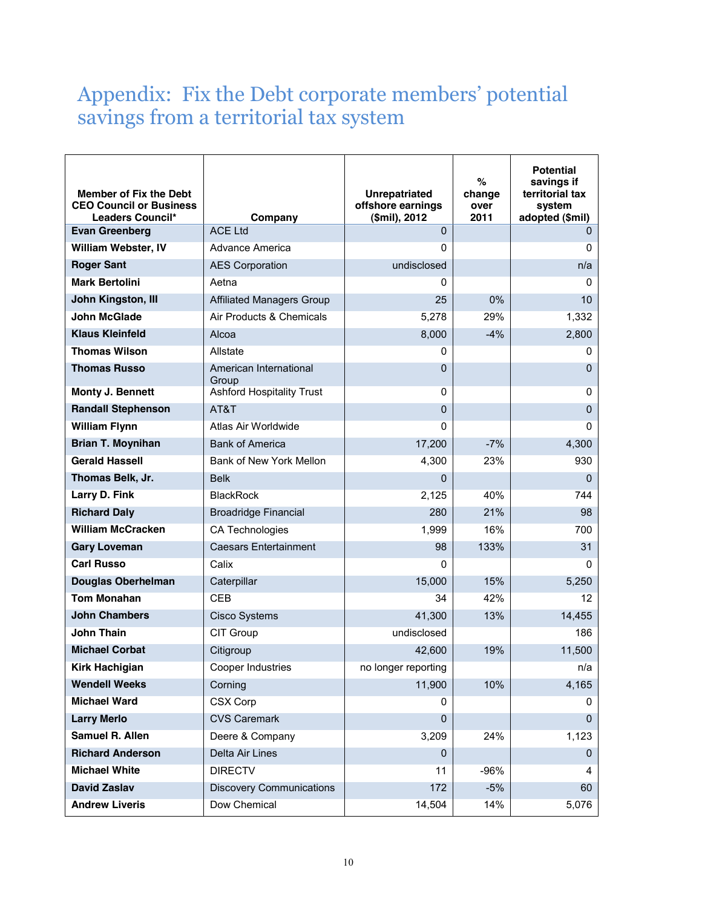# Appendix: Fix the Debt corporate members' potential savings from a territorial tax system

| Member of Fix the Debt CEO Council or Business Leaders Council* | Company | Unrepatriated offshore earnings ($mil), 2012 | % change over 2011 | Potential savings if territorial tax system adopted ($mil) |
|---|---|---|---|---|
| **Evan Greenberg** | ACE Ltd | 0 | | 0 |
| **William Webster, IV** | Advance America | 0 | | 0 |
| **Roger Sant** | AES Corporation | undisclosed | | n/a |
| **Mark Bertolini** | Aetna | 0 | | 0 |
| **John Kingston, III** | Affiliated Managers Group | 25 | 0% | 10 |
| **John McGlade** | Air Products & Chemicals | 5,278 | 29% | 1,332 |
| **Klaus Kleinfeld** | Alcoa | 8,000 | -4% | 2,800 |
| **Thomas Wilson** | Allstate | 0 | | 0 |
| **Thomas Russo** | American International Group | 0 | | 0 |
| **Monty J. Bennett** | Ashford Hospitality Trust | 0 | | 0 |
| **Randall Stephenson** | AT&T | 0 | | 0 |
| **William Flynn** | Atlas Air Worldwide | 0 | | 0 |
| **Brian T. Moynihan** | Bank of America | 17,200 | -7% | 4,300 |
| **Gerald Hassell** | Bank of New York Mellon | 4,300 | 23% | 930 |
| **Thomas Belk, Jr.** | Belk | 0 | | 0 |
| **Larry D. Fink** | BlackRock | 2,125 | 40% | 744 |
| **Richard Daly** | Broadridge Financial | 280 | 21% | 98 |
| **William McCracken** | CA Technologies | 1,999 | 16% | 700 |
| **Gary Loveman** | Caesars Entertainment | 98 | 133% | 31 |
| **Carl Russo** | Calix | 0 | | 0 |
| **Douglas Oberhelman** | Caterpillar | 15,000 | 15% | 5,250 |
| **Tom Monahan** | CEB | 34 | 42% | 12 |
| **John Chambers** | Cisco Systems | 41,300 | 13% | 14,455 |
| **John Thain** | CIT Group | undisclosed | | 186 |
| **Michael Corbat** | Citigroup | 42,600 | 19% | 11,500 |
| **Kirk Hachigian** | Cooper Industries | no longer reporting | | n/a |
| **Wendell Weeks** | Corning | 11,900 | 10% | 4,165 |
| **Michael Ward** | CSX Corp | 0 | | 0 |
| **Larry Merlo** | CVS Caremark | 0 | | 0 |
| **Samuel R. Allen** | Deere & Company | 3,209 | 24% | 1,123 |
| **Richard Anderson** | Delta Air Lines | 0 | | 0 |
| **Michael White** | DIRECTV | 11 | -96% | 4 |
| **David Zaslav** | Discovery Communications | 172 | -5% | 60 |
| **Andrew Liveris** | Dow Chemical | 14,504 | 14% | 5,076 |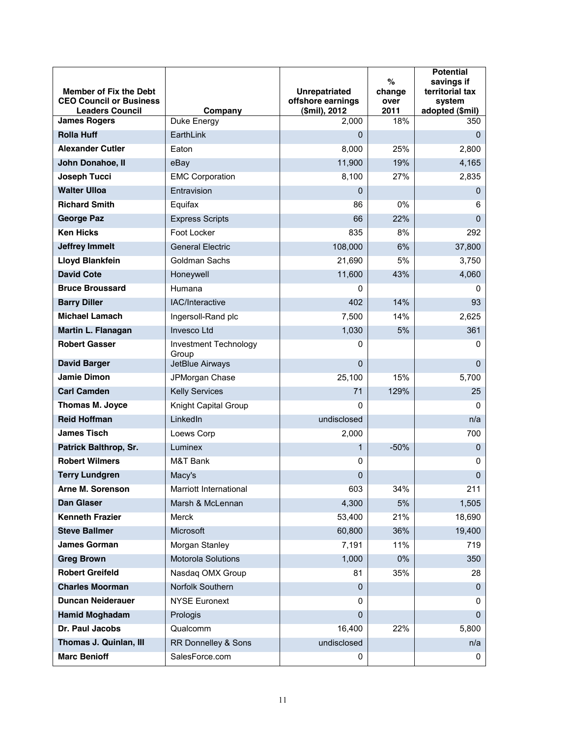| Member of Fix the Debt CEO Council or Business Leaders Council | Company | Unrepatriated offshore earnings ($mil), 2012 | % change over 2011 | Potential savings if territorial tax system adopted ($mil) |
|---|---|---|---|---|
| **James Rogers** | Duke Energy | 2,000 | 18% | 350 |
| **Rolla Huff** | EarthLink | 0 | | 0 |
| **Alexander Cutler** | Eaton | 8,000 | 25% | 2,800 |
| **John Donahoe, II** | eBay | 11,900 | 19% | 4,165 |
| **Joseph Tucci** | EMC Corporation | 8,100 | 27% | 2,835 |
| **Walter Ulloa** | Entravision | 0 | | 0 |
| **Richard Smith** | Equifax | 86 | 0% | 6 |
| **George Paz** | Express Scripts | 66 | 22% | 0 |
| **Ken Hicks** | Foot Locker | 835 | 8% | 292 |
| **Jeffrey Immelt** | General Electric | 108,000 | 6% | 37,800 |
| **Lloyd Blankfein** | Goldman Sachs | 21,690 | 5% | 3,750 |
| **David Cote** | Honeywell | 11,600 | 43% | 4,060 |
| **Bruce Broussard** | Humana | 0 | | 0 |
| **Barry Diller** | IAC/Interactive | 402 | 14% | 93 |
| **Michael Lamach** | Ingersoll-Rand plc | 7,500 | 14% | 2,625 |
| **Martin L. Flanagan** | Invesco Ltd | 1,030 | 5% | 361 |
| **Robert Gasser** | Investment Technology Group | 0 | | 0 |
| **David Barger** | JetBlue Airways | 0 | | 0 |
| **Jamie Dimon** | JPMorgan Chase | 25,100 | 15% | 5,700 |
| **Carl Camden** | Kelly Services | 71 | 129% | 25 |
| **Thomas M. Joyce** | Knight Capital Group | 0 | | 0 |
| **Reid Hoffman** | LinkedIn | undisclosed | | n/a |
| **James Tisch** | Loews Corp | 2,000 | | 700 |
| **Patrick Balthrop, Sr.** | Luminex | 1 | -50% | 0 |
| **Robert Wilmers** | M&T Bank | 0 | | 0 |
| **Terry Lundgren** | Macy's | 0 | | 0 |
| **Arne M. Sorenson** | Marriott International | 603 | 34% | 211 |
| **Dan Glaser** | Marsh & McLennan | 4,300 | 5% | 1,505 |
| **Kenneth Frazier** | Merck | 53,400 | 21% | 18,690 |
| **Steve Ballmer** | Microsoft | 60,800 | 36% | 19,400 |
| **James Gorman** | Morgan Stanley | 7,191 | 11% | 719 |
| **Greg Brown** | Motorola Solutions | 1,000 | 0% | 350 |
| **Robert Greifeld** | Nasdaq OMX Group | 81 | 35% | 28 |
| **Charles Moorman** | Norfolk Southern | 0 | | 0 |
| **Duncan Neiderauer** | NYSE Euronext | 0 | | 0 |
| **Hamid Moghadam** | Prologis | 0 | | 0 |
| **Dr. Paul Jacobs** | Qualcomm | 16,400 | 22% | 5,800 |
| **Thomas J. Quinlan, III** | RR Donnelley & Sons | undisclosed | | n/a |
| **Marc Benioff** | SalesForce.com | 0 | | 0 |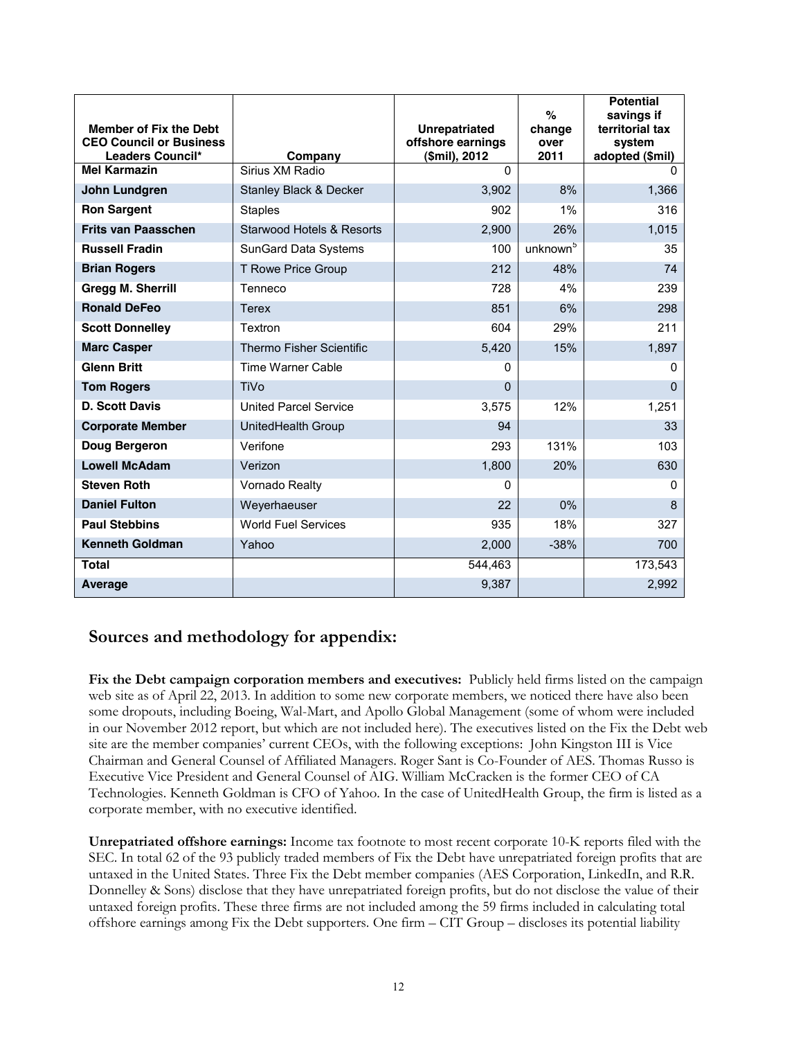| Member of Fix the Debt CEO Council or Business Leaders Council* | Company | Unrepatriated offshore earnings ($mil), 2012 | % change over 2011 | Potential savings if territorial tax system adopted ($mil) |
|---|---|---|---|---|
| **Mel Karmazin** | Sirius XM Radio | 0 | | 0 |
| **John Lundgren** | Stanley Black & Decker | 3,902 | 8% | 1,366 |
| **Ron Sargent** | Staples | 902 | 1% | 316 |
| **Frits van Paasschen** | Starwood Hotels & Resorts | 2,900 | 26% | 1,015 |
| **Russell Fradin** | SunGard Data Systems | 100 | unknown[b] | 35 |
| **Brian Rogers** | T Rowe Price Group | 212 | 48% | 74 |
| **Gregg M. Sherrill** | Tenneco | 728 | 4% | 239 |
| **Ronald DeFeo** | Terex | 851 | 6% | 298 |
| **Scott Donnelley** | Textron | 604 | 29% | 211 |
| **Marc Casper** | Thermo Fisher Scientific | 5,420 | 15% | 1,897 |
| **Glenn Britt** | Time Warner Cable | 0 | | 0 |
| **Tom Rogers** | TiVo | 0 | | 0 |
| **D. Scott Davis** | United Parcel Service | 3,575 | 12% | 1,251 |
| **Corporate Member** | UnitedHealth Group | 94 | | 33 |
| **Doug Bergeron** | Verifone | 293 | 131% | 103 |
| **Lowell McAdam** | Verizon | 1,800 | 20% | 630 |
| **Steven Roth** | Vornado Realty | 0 | | 0 |
| **Daniel Fulton** | Weyerhaeuser | 22 | 0% | 8 |
| **Paul Stebbins** | World Fuel Services | 935 | 18% | 327 |
| **Kenneth Goldman** | Yahoo | 2,000 | -38% | 700 |
| **Total** | | 544,463 | | 173,543 |
| **Average** | | 9,387 | | 2,992 |

## Sources and methodology for appendix:

**Fix the Debt campaign corporation members and executives:** Publicly held firms listed on the campaign web site as of April 22, 2013. In addition to some new corporate members, we noticed there have also been some dropouts, including Boeing, Wal-Mart, and Apollo Global Management (some of whom were included in our November 2012 report, but which are not included here). The executives listed on the Fix the Debt web site are the member companies' current CEOs, with the following exceptions: John Kingston III is Vice Chairman and General Counsel of Affiliated Managers. Roger Sant is Co-Founder of AES. Thomas Russo is Executive Vice President and General Counsel of AIG. William McCracken is the former CEO of CA Technologies. Kenneth Goldman is CFO of Yahoo. In the case of UnitedHealth Group, the firm is listed as a corporate member, with no executive identified.

**Unrepatriated offshore earnings:** Income tax footnote to most recent corporate 10-K reports filed with the SEC. In total 62 of the 93 publicly traded members of Fix the Debt have unrepatriated foreign profits that are untaxed in the United States. Three Fix the Debt member companies (AES Corporation, LinkedIn, and R.R. Donnelley & Sons) disclose that they have unrepatriated foreign profits, but do not disclose the value of their untaxed foreign profits. These three firms are not included among the 59 firms included in calculating total offshore earnings among Fix the Debt supporters. One firm – CIT Group – discloses its potential liability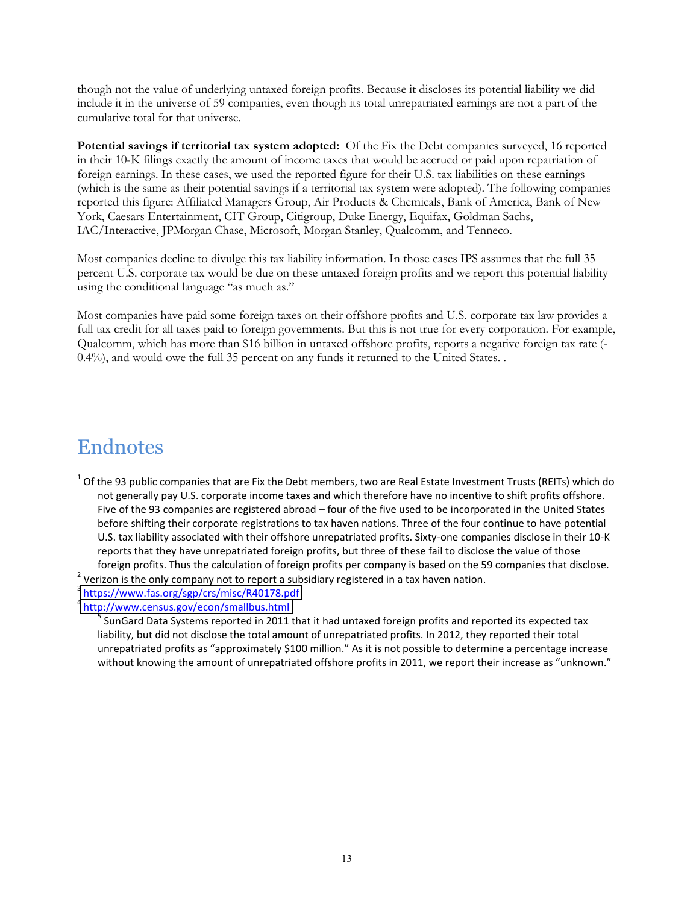though not the value of underlying untaxed foreign profits. Because it discloses its potential liability we did include it in the universe of 59 companies, even though its total unrepatriated earnings are not a part of the cumulative total for that universe.

**Potential savings if territorial tax system adopted:** Of the Fix the Debt companies surveyed, 16 reported in their 10-K filings exactly the amount of income taxes that would be accrued or paid upon repatriation of foreign earnings. In these cases, we used the reported figure for their U.S. tax liabilities on these earnings (which is the same as their potential savings if a territorial tax system were adopted). The following companies reported this figure: Affiliated Managers Group, Air Products & Chemicals, Bank of America, Bank of New York, Caesars Entertainment, CIT Group, Citigroup, Duke Energy, Equifax, Goldman Sachs, IAC/Interactive, JPMorgan Chase, Microsoft, Morgan Stanley, Qualcomm, and Tenneco.

Most companies decline to divulge this tax liability information. In those cases IPS assumes that the full 35 percent U.S. corporate tax would be due on these untaxed foreign profits and we report this potential liability using the conditional language "as much as."

Most companies have paid some foreign taxes on their offshore profits and U.S. corporate tax law provides a full tax credit for all taxes paid to foreign governments. But this is not true for every corporation. For example, Qualcomm, which has more than $16 billion in untaxed offshore profits, reports a negative foreign tax rate (-0.4%), and would owe the full 35 percent on any funds it returned to the United States. .

# Endnotes

[1] Of the 93 public companies that are Fix the Debt members, two are Real Estate Investment Trusts (REITs) which do not generally pay U.S. corporate income taxes and which therefore have no incentive to shift profits offshore. Five of the 93 companies are registered abroad – four of the five used to be incorporated in the United States before shifting their corporate registrations to tax haven nations. Three of the four continue to have potential U.S. tax liability associated with their offshore unrepatriated profits. Sixty-one companies disclose in their 10-K reports that they have unrepatriated foreign profits, but three of these fail to disclose the value of those foreign profits. Thus the calculation of foreign profits per company is based on the 59 companies that disclose.

[2] Verizon is the only company not to report a subsidiary registered in a tax haven nation.

[3] https://www.fas.org/sgp/crs/misc/R40178.pdf

[4] http://www.census.gov/econ/smallbus.html

[5] SunGard Data Systems reported in 2011 that it had untaxed foreign profits and reported its expected tax liability, but did not disclose the total amount of unrepatriated profits. In 2012, they reported their total unrepatriated profits as "approximately $100 million." As it is not possible to determine a percentage increase without knowing the amount of unrepatriated offshore profits in 2011, we report their increase as "unknown."